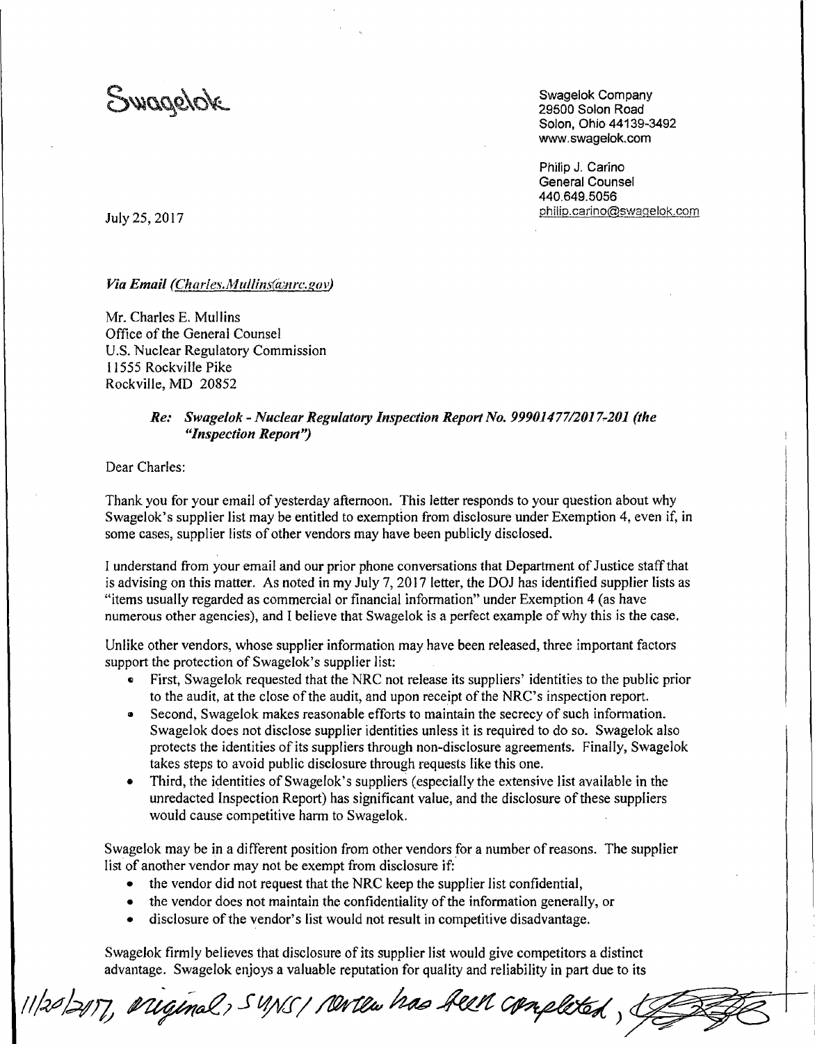Swagelok

Swagelok Company
29500 Solon Road
Solon, Ohio 44139-3492
www.swagelok.com

Philip J. Carino
General Counsel
440.649.5056
philip.carino@swagelok.com

July 25, 2017

***Via Email (Charles.Mullins@nrc.gov)***

Mr. Charles E. Mullins
Office of the General Counsel
U.S. Nuclear Regulatory Commission
11555 Rockville Pike
Rockville, MD 20852

> ***Re: Swagelok - Nuclear Regulatory Inspection Report No. 99901477/2017-201 (the "Inspection Report")***

Dear Charles:

Thank you for your email of yesterday afternoon. This letter responds to your question about why Swagelok's supplier list may be entitled to exemption from disclosure under Exemption 4, even if, in some cases, supplier lists of other vendors may have been publicly disclosed.

I understand from your email and our prior phone conversations that Department of Justice staff that is advising on this matter. As noted in my July 7, 2017 letter, the DOJ has identified supplier lists as "items usually regarded as commercial or financial information" under Exemption 4 (as have numerous other agencies), and I believe that Swagelok is a perfect example of why this is the case.

Unlike other vendors, whose supplier information may have been released, three important factors support the protection of Swagelok's supplier list:

- First, Swagelok requested that the NRC not release its suppliers' identities to the public prior to the audit, at the close of the audit, and upon receipt of the NRC's inspection report.
- Second, Swagelok makes reasonable efforts to maintain the secrecy of such information. Swagelok does not disclose supplier identities unless it is required to do so. Swagelok also protects the identities of its suppliers through non-disclosure agreements. Finally, Swagelok takes steps to avoid public disclosure through requests like this one.
- Third, the identities of Swagelok's suppliers (especially the extensive list available in the unredacted Inspection Report) has significant value, and the disclosure of these suppliers would cause competitive harm to Swagelok.

Swagelok may be in a different position from other vendors for a number of reasons. The supplier list of another vendor may not be exempt from disclosure if:

- the vendor did not request that the NRC keep the supplier list confidential,
- the vendor does not maintain the confidentiality of the information generally, or
- disclosure of the vendor's list would not result in competitive disadvantage.

Swagelok firmly believes that disclosure of its supplier list would give competitors a distinct advantage. Swagelok enjoys a valuable reputation for quality and reliability in part due to its

11/20/2017, original, SUNSI review has been completed,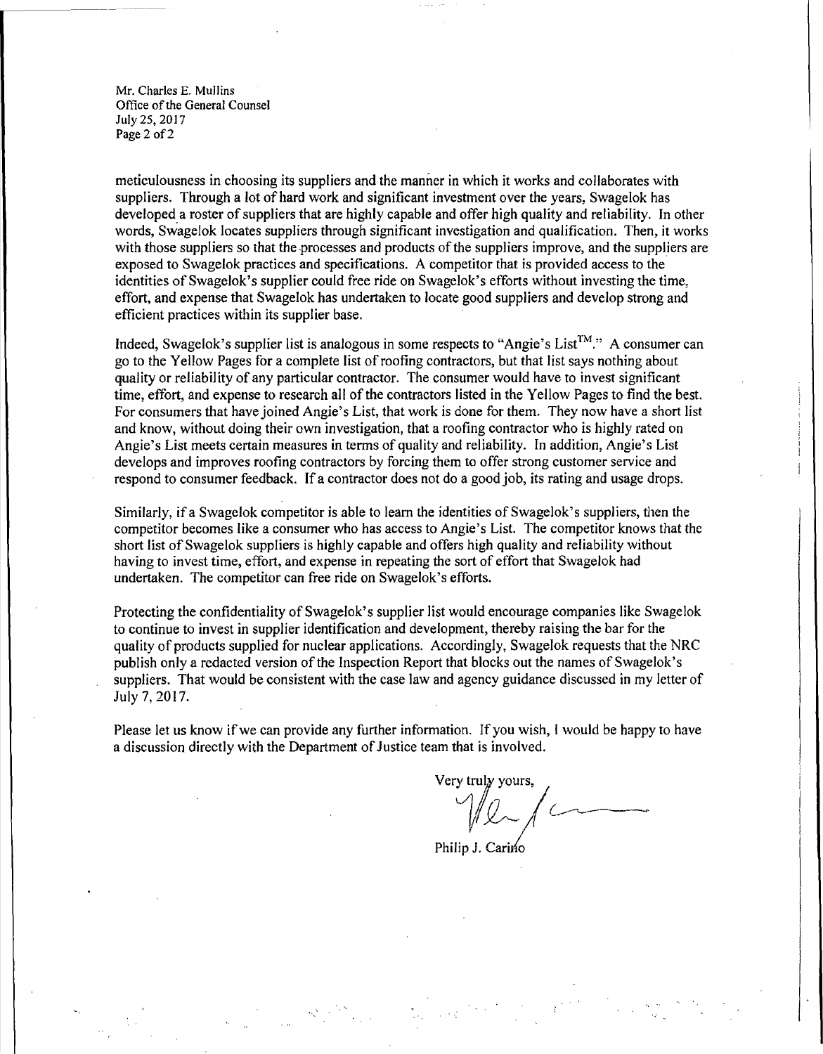meticulousness in choosing its suppliers and the manner in which it works and collaborates with suppliers. Through a lot of hard work and significant investment over the years, Swagelok has developed a roster of suppliers that are highly capable and offer high quality and reliability. In other words, Swagelok locates suppliers through significant investigation and qualification. Then, it works with those suppliers so that the processes and products of the suppliers improve, and the suppliers are exposed to Swagelok practices and specifications. A competitor that is provided access to the identities of Swagelok's supplier could free ride on Swagelok's efforts without investing the time, effort, and expense that Swagelok has undertaken to locate good suppliers and develop strong and efficient practices within its supplier base.

Indeed, Swagelok's supplier list is analogous in some respects to "Angie's List™." A consumer can go to the Yellow Pages for a complete list of roofing contractors, but that list says nothing about quality or reliability of any particular contractor. The consumer would have to invest significant time, effort, and expense to research all of the contractors listed in the Yellow Pages to find the best. For consumers that have joined Angie's List, that work is done for them. They now have a short list and know, without doing their own investigation, that a roofing contractor who is highly rated on Angie's List meets certain measures in terms of quality and reliability. In addition, Angie's List develops and improves roofing contractors by forcing them to offer strong customer service and respond to consumer feedback. If a contractor does not do a good job, its rating and usage drops.

Similarly, if a Swagelok competitor is able to learn the identities of Swagelok's suppliers, then the competitor becomes like a consumer who has access to Angie's List. The competitor knows that the short list of Swagelok suppliers is highly capable and offers high quality and reliability without having to invest time, effort, and expense in repeating the sort of effort that Swagelok had undertaken. The competitor can free ride on Swagelok's efforts.

Protecting the confidentiality of Swagelok's supplier list would encourage companies like Swagelok to continue to invest in supplier identification and development, thereby raising the bar for the quality of products supplied for nuclear applications. Accordingly, Swagelok requests that the NRC publish only a redacted version of the Inspection Report that blocks out the names of Swagelok's suppliers. That would be consistent with the case law and agency guidance discussed in my letter of July 7, 2017.

Please let us know if we can provide any further information. If you wish, I would be happy to have a discussion directly with the Department of Justice team that is involved.

Very truly yours,

Philip J. Cariño